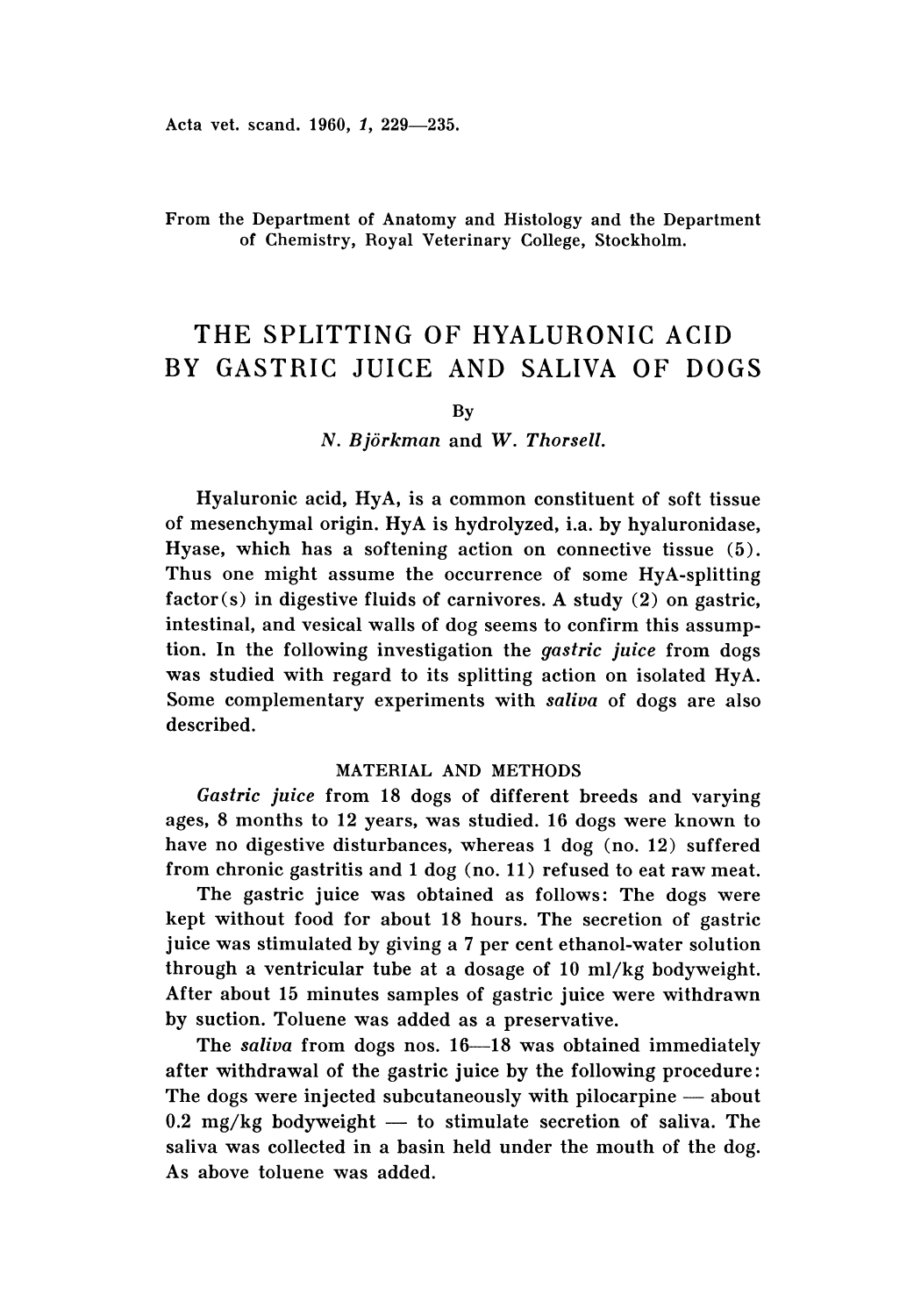From the Department of Anatomy and Histology and the Department of Chemistry, Royal Veterinary College, Stockholm.

# THE SPLITTING OF HYALURONIC ACID BY GASTRIC JUICE AND SALIVA OF DOGS

By

*N. Björkman* and *W. Thorsell.*

Hyaluronic acid, HyA, is a common constituent of soft tissue of mesenchymal origin. HyA is hydrolyzed, i.a. by hyaluronidase, Hyase, which has a softening action on connective tissue (5). Thus one might assume the occurrence of some HyA-splitting factor(s) in digestive fluids of carnivores. A study (2) on gastric, intestinal, and vesical walls of dog seems to confirm this assumption. In the following investigation the *gastric juice* from dogs was studied with regard to its splitting action on isolated HyA. Some complementary experiments with *saliva* of dogs are also described.

## MATERIAL AND METHODS

*Gastric juice* from 18 dogs of different breeds and varying ages, 8 months to 12 years, was studied. 16 dogs were known to have no digestive disturbances, whereas 1 dog (no. 12) suffered from chronic gastritis and 1 dog (no. 11) refused to eat raw meat.

The gastric juice was obtained as follows: The dogs were kept without food for about 18 hours. The secretion of gastric juice was stimulated by giving a 7 per cent ethanol-water solution through a ventricular tube at a dosage of 10 ml/kg bodyweight. After about 15 minutes samples of gastric juice were withdrawn by suction. Toluene was added as a preservative.

The *saliva* from dogs nos. 16—18 was obtained immediately after withdrawal of the gastric juice by the following procedure: The dogs were injected subcutaneously with pilocarpine — about 0.2 mg/kg bodyweight — to stimulate secretion of saliva. The saliva was collected in a basin held under the mouth of the dog. As above toluene was added.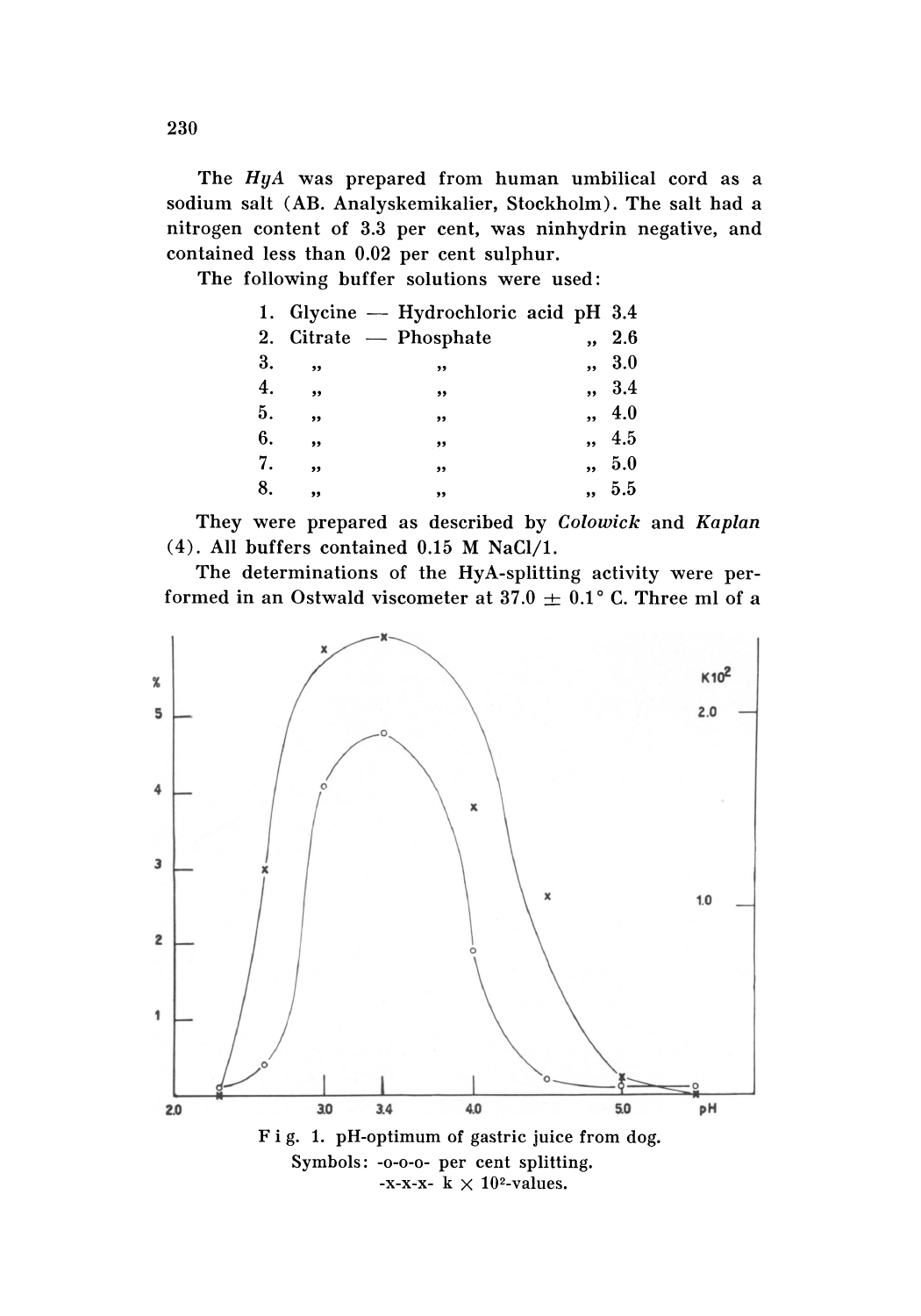The *HyA* was prepared from human umbilical cord as a sodium salt (AB. Analyskemikalier, Stockholm). The salt had a nitrogen content of 3.3 per cent, was ninhydrin negative, and contained less than 0.02 per cent sulphur.

The following buffer solutions were used:

1. Glycine — Hydrochloric acid pH 3.4
2. Citrate — Phosphate „ 2.6
3. „ „ „ 3.0
4. „ „ „ 3.4
5. „ „ „ 4.0
6. „ „ „ 4.5
7. „ „ „ 5.0
8. „ „ „ 5.5

They were prepared as described by *Colowick* and *Kaplan* (4). All buffers contained 0.15 M NaCl/1.

The determinations of the HyA-splitting activity were performed in an Ostwald viscometer at 37.0 ± 0.1° C. Three ml of a

F i g. 1. pH-optimum of gastric juice from dog.
Symbols: -o-o-o- per cent splitting.
-x-x-x- $k \times 10^2$-values.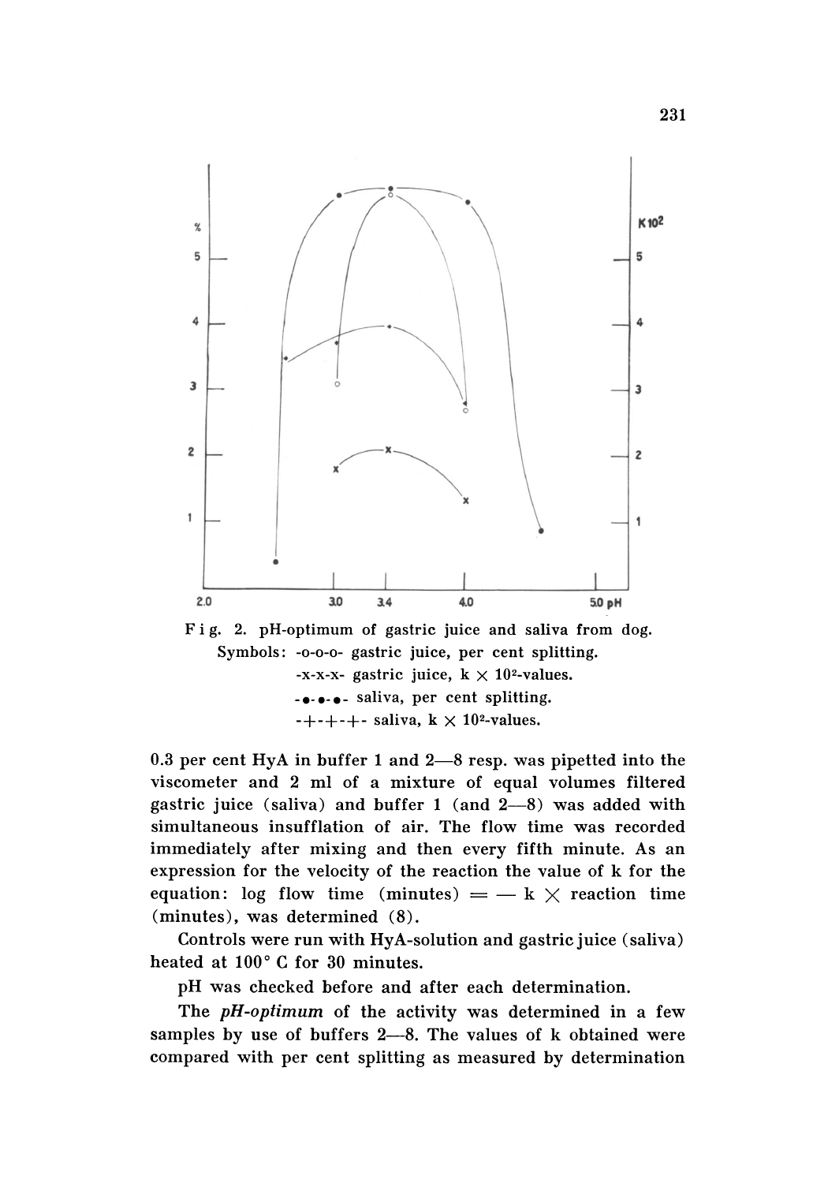Fig. 2. pH-optimum of gastric juice and saliva from dog.
Symbols: -o-o-o- gastric juice, per cent splitting.
-x-x-x- gastric juice, $k \times 10^2$-values.
-●-●-●- saliva, per cent splitting.
-+-+-+- saliva, $k \times 10^2$-values.

0.3 per cent HyA in buffer 1 and 2—8 resp. was pipetted into the viscometer and 2 ml of a mixture of equal volumes filtered gastric juice (saliva) and buffer 1 (and 2—8) was added with simultaneous insufflation of air. The flow time was recorded immediately after mixing and then every fifth minute. As an expression for the velocity of the reaction the value of k for the equation: log flow time (minutes) $= - k \times$ reaction time (minutes), was determined (8).

Controls were run with HyA-solution and gastric juice (saliva) heated at 100° C for 30 minutes.

pH was checked before and after each determination.

The *pH-optimum* of the activity was determined in a few samples by use of buffers 2—8. The values of k obtained were compared with per cent splitting as measured by determination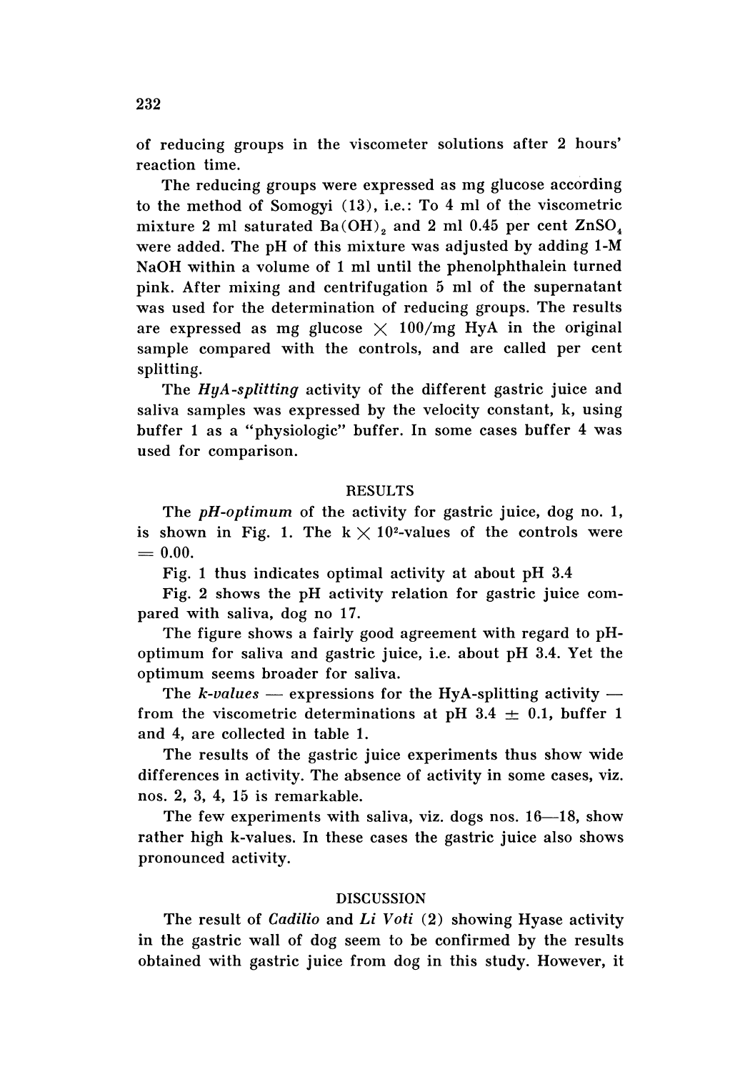of reducing groups in the viscometer solutions after 2 hours' reaction time.

The reducing groups were expressed as mg glucose according to the method of Somogyi (13), i.e.: To 4 ml of the viscometric mixture 2 ml saturated $Ba(OH)_2$ and 2 ml 0.45 per cent $ZnSO_4$ were added. The pH of this mixture was adjusted by adding 1-M NaOH within a volume of 1 ml until the phenolphthalein turned pink. After mixing and centrifugation 5 ml of the supernatant was used for the determination of reducing groups. The results are expressed as mg glucose $\times$ 100/mg HyA in the original sample compared with the controls, and are called per cent splitting.

The *HyA-splitting* activity of the different gastric juice and saliva samples was expressed by the velocity constant, k, using buffer 1 as a "physiologic" buffer. In some cases buffer 4 was used for comparison.

## RESULTS

The *pH-optimum* of the activity for gastric juice, dog no. 1, is shown in Fig. 1. The $k \times 10^2$-values of the controls were $= 0.00$.

Fig. 1 thus indicates optimal activity at about pH 3.4

Fig. 2 shows the pH activity relation for gastric juice compared with saliva, dog no 17.

The figure shows a fairly good agreement with regard to pH-optimum for saliva and gastric juice, i.e. about pH 3.4. Yet the optimum seems broader for saliva.

The *k-values* — expressions for the HyA-splitting activity — from the viscometric determinations at pH 3.4 $\pm$ 0.1, buffer 1 and 4, are collected in table 1.

The results of the gastric juice experiments thus show wide differences in activity. The absence of activity in some cases, viz. nos. 2, 3, 4, 15 is remarkable.

The few experiments with saliva, viz. dogs nos. 16—18, show rather high k-values. In these cases the gastric juice also shows pronounced activity.

## DISCUSSION

The result of *Cadilio* and *Li Voti* (2) showing Hyase activity in the gastric wall of dog seem to be confirmed by the results obtained with gastric juice from dog in this study. However, it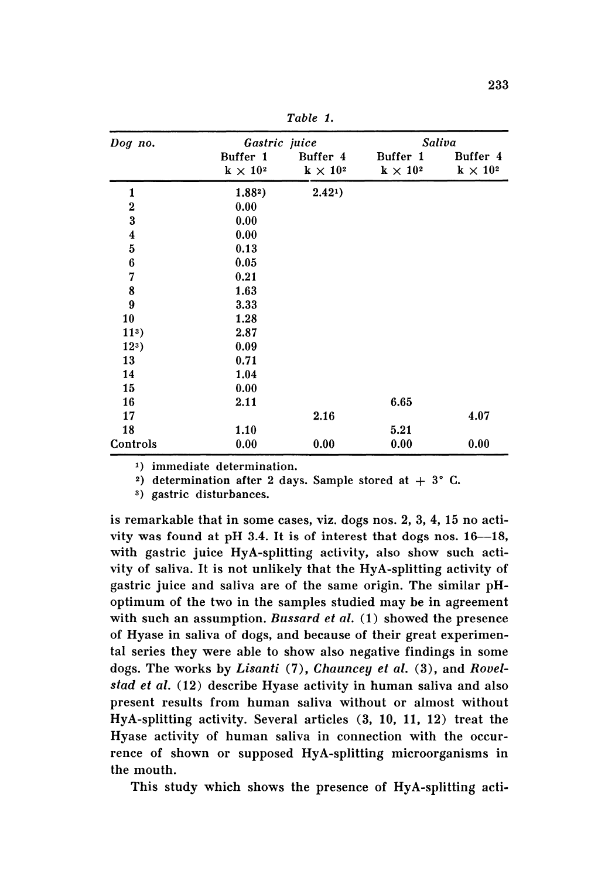*Table 1.*

| *Dog no.* | *Gastric juice* | | *Saliva* | |
|---|---|---|---|---|
| | Buffer 1 $k \times 10^2$ | Buffer 4 $k \times 10^2$ | Buffer 1 $k \times 10^2$ | Buffer 4 $k \times 10^2$ |
| 1 | 1.88[2)] | 2.42[1)] | | |
| 2 | 0.00 | | | |
| 3 | 0.00 | | | |
| 4 | 0.00 | | | |
| 5 | 0.13 | | | |
| 6 | 0.05 | | | |
| 7 | 0.21 | | | |
| 8 | 1.63 | | | |
| 9 | 3.33 | | | |
| 10 | 1.28 | | | |
| 11[3)] | 2.87 | | | |
| 12[3)] | 0.09 | | | |
| 13 | 0.71 | | | |
| 14 | 1.04 | | | |
| 15 | 0.00 | | | |
| 16 | 2.11 | | 6.65 | |
| 17 | | 2.16 | | 4.07 |
| 18 | 1.10 | | 5.21 | |
| Controls | 0.00 | 0.00 | 0.00 | 0.00 |

[1)] immediate determination.

[2)] determination after 2 days. Sample stored at + 3° C.

[3)] gastric disturbances.

is remarkable that in some cases, viz. dogs nos. 2, 3, 4, 15 no activity was found at pH 3.4. It is of interest that dogs nos. 16—18, with gastric juice HyA-splitting activity, also show such activity of saliva. It is not unlikely that the HyA-splitting activity of gastric juice and saliva are of the same origin. The similar pH-optimum of the two in the samples studied may be in agreement with such an assumption. *Bussard et al.* (1) showed the presence of Hyase in saliva of dogs, and because of their great experimental series they were able to show also negative findings in some dogs. The works by *Lisanti* (7), *Chauncey et al.* (3), and *Rovelstad et al.* (12) describe Hyase activity in human saliva and also present results from human saliva without or almost without HyA-splitting activity. Several articles (3, 10, 11, 12) treat the Hyase activity of human saliva in connection with the occurrence of shown or supposed HyA-splitting microorganisms in the mouth.

This study which shows the presence of HyA-splitting acti-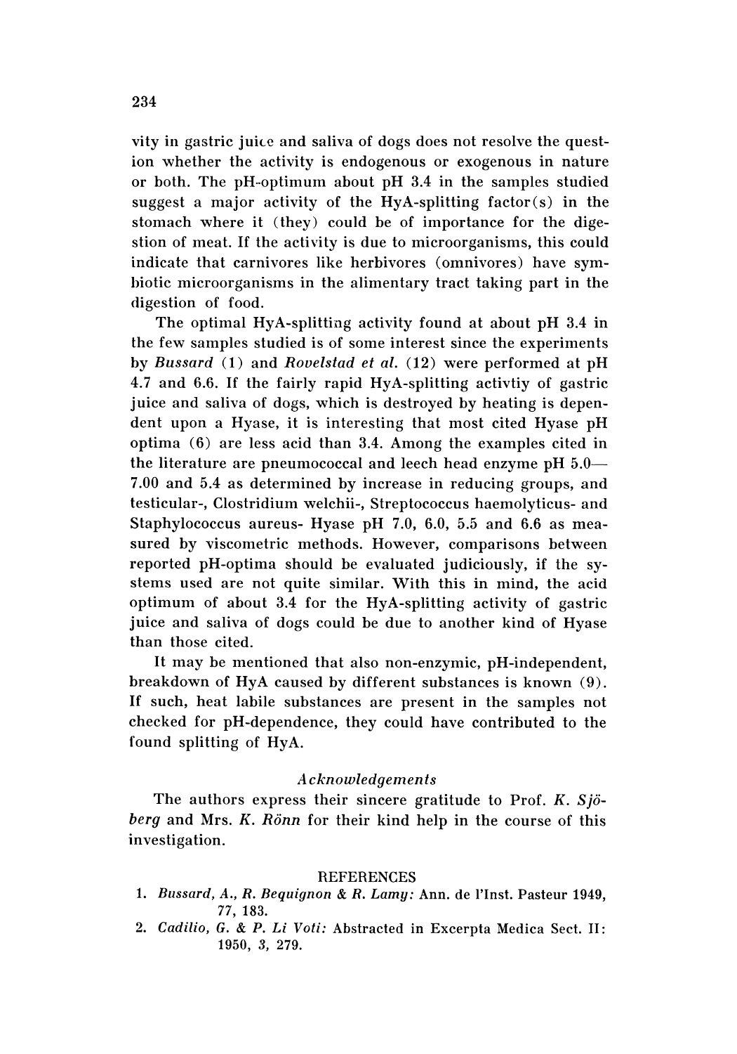vity in gastric juice and saliva of dogs does not resolve the question whether the activity is endogenous or exogenous in nature or both. The pH-optimum about pH 3.4 in the samples studied suggest a major activity of the HyA-splitting factor(s) in the stomach where it (they) could be of importance for the digestion of meat. If the activity is due to microorganisms, this could indicate that carnivores like herbivores (omnivores) have symbiotic microorganisms in the alimentary tract taking part in the digestion of food.

The optimal HyA-splitting activity found at about pH 3.4 in the few samples studied is of some interest since the experiments by *Bussard* (1) and *Rovelstad et al.* (12) were performed at pH 4.7 and 6.6. If the fairly rapid HyA-splitting activtiy of gastric juice and saliva of dogs, which is destroyed by heating is dependent upon a Hyase, it is interesting that most cited Hyase pH optima (6) are less acid than 3.4. Among the examples cited in the literature are pneumococcal and leech head enzyme pH 5.0—7.00 and 5.4 as determined by increase in reducing groups, and testicular-, Clostridium welchii-, Streptococcus haemolyticus- and Staphylococcus aureus- Hyase pH 7.0, 6.0, 5.5 and 6.6 as measured by viscometric methods. However, comparisons between reported pH-optima should be evaluated judiciously, if the systems used are not quite similar. With this in mind, the acid optimum of about 3.4 for the HyA-splitting activity of gastric juice and saliva of dogs could be due to another kind of Hyase than those cited.

It may be mentioned that also non-enzymic, pH-independent, breakdown of HyA caused by different substances is known (9). If such, heat labile substances are present in the samples not checked for pH-dependence, they could have contributed to the found splitting of HyA.

## *Acknowledgements*

The authors express their sincere gratitude to Prof. *K. Sjöberg* and Mrs. *K. Rönn* for their kind help in the course of this investigation.

## REFERENCES

1. *Bussard, A., R. Bequignon & R. Lamy:* Ann. de l'Inst. Pasteur 1949, 77, 183.
2. *Cadilio, G. & P. Li Voti:* Abstracted in Excerpta Medica Sect. II: 1950, 3, 279.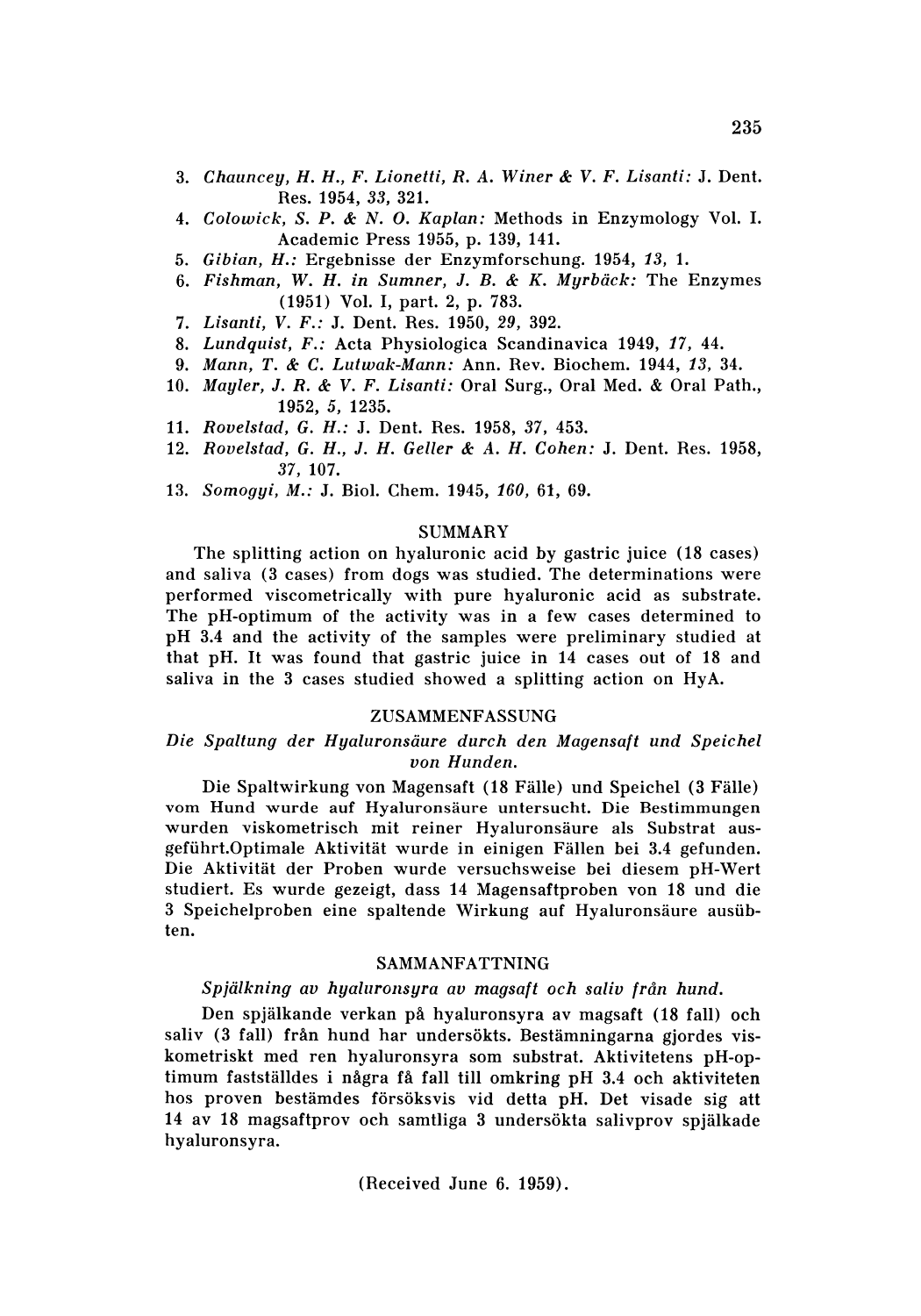3. *Chauncey, H. H., F. Lionetti, R. A. Winer & V. F. Lisanti:* J. Dent. Res. 1954, *33*, 321.
4. *Colowick, S. P. & N. O. Kaplan:* Methods in Enzymology Vol. I. Academic Press 1955, p. 139, 141.
5. *Gibian, H.:* Ergebnisse der Enzymforschung. 1954, *13*, 1.
6. *Fishman, W. H. in Sumner, J. B. & K. Myrbäck:* The Enzymes (1951) Vol. I, part. 2, p. 783.
7. *Lisanti, V. F.:* J. Dent. Res. 1950, *29*, 392.
8. *Lundquist, F.:* Acta Physiologica Scandinavica 1949, *17*, 44.
9. *Mann, T. & C. Lutwak-Mann:* Ann. Rev. Biochem. 1944, *13*, 34.
10. *Mayler, J. R. & V. F. Lisanti:* Oral Surg., Oral Med. & Oral Path., 1952, *5*, 1235.
11. *Rovelstad, G. H.:* J. Dent. Res. 1958, *37*, 453.
12. *Rovelstad, G. H., J. H. Geller & A. H. Cohen:* J. Dent. Res. 1958, *37*, 107.
13. *Somogyi, M.:* J. Biol. Chem. 1945, *160*, 61, 69.

## SUMMARY

The splitting action on hyaluronic acid by gastric juice (18 cases) and saliva (3 cases) from dogs was studied. The determinations were performed viscometrically with pure hyaluronic acid as substrate. The pH-optimum of the activity was in a few cases determined to pH 3.4 and the activity of the samples were preliminary studied at that pH. It was found that gastric juice in 14 cases out of 18 and saliva in the 3 cases studied showed a splitting action on HyA.

## ZUSAMMENFASSUNG

*Die Spaltung der Hyaluronsäure durch den Magensaft und Speichel von Hunden.*

Die Spaltwirkung von Magensaft (18 Fälle) und Speichel (3 Fälle) vom Hund wurde auf Hyaluronsäure untersucht. Die Bestimmungen wurden viskometrisch mit reiner Hyaluronsäure als Substrat ausgeführt.Optimale Aktivität wurde in einigen Fällen bei 3.4 gefunden. Die Aktivität der Proben wurde versuchsweise bei diesem pH-Wert studiert. Es wurde gezeigt, dass 14 Magensaftproben von 18 und die 3 Speichelproben eine spaltende Wirkung auf Hyaluronsäure ausübten.

## SAMMANFATTNING

*Spjälkning av hyaluronsyra av magsaft och saliv från hund.*

Den spjälkande verkan på hyaluronsyra av magsaft (18 fall) och saliv (3 fall) från hund har undersökts. Bestämningarna gjordes viskometriskt med ren hyaluronsyra som substrat. Aktivitetens pH-optimum fastställdes i några få fall till omkring pH 3.4 och aktiviteten hos proven bestämdes försöksvis vid detta pH. Det visade sig att 14 av 18 magsaftprov och samtliga 3 undersökta salivprov spjälkade hyaluronsyra.

(Received June 6. 1959).